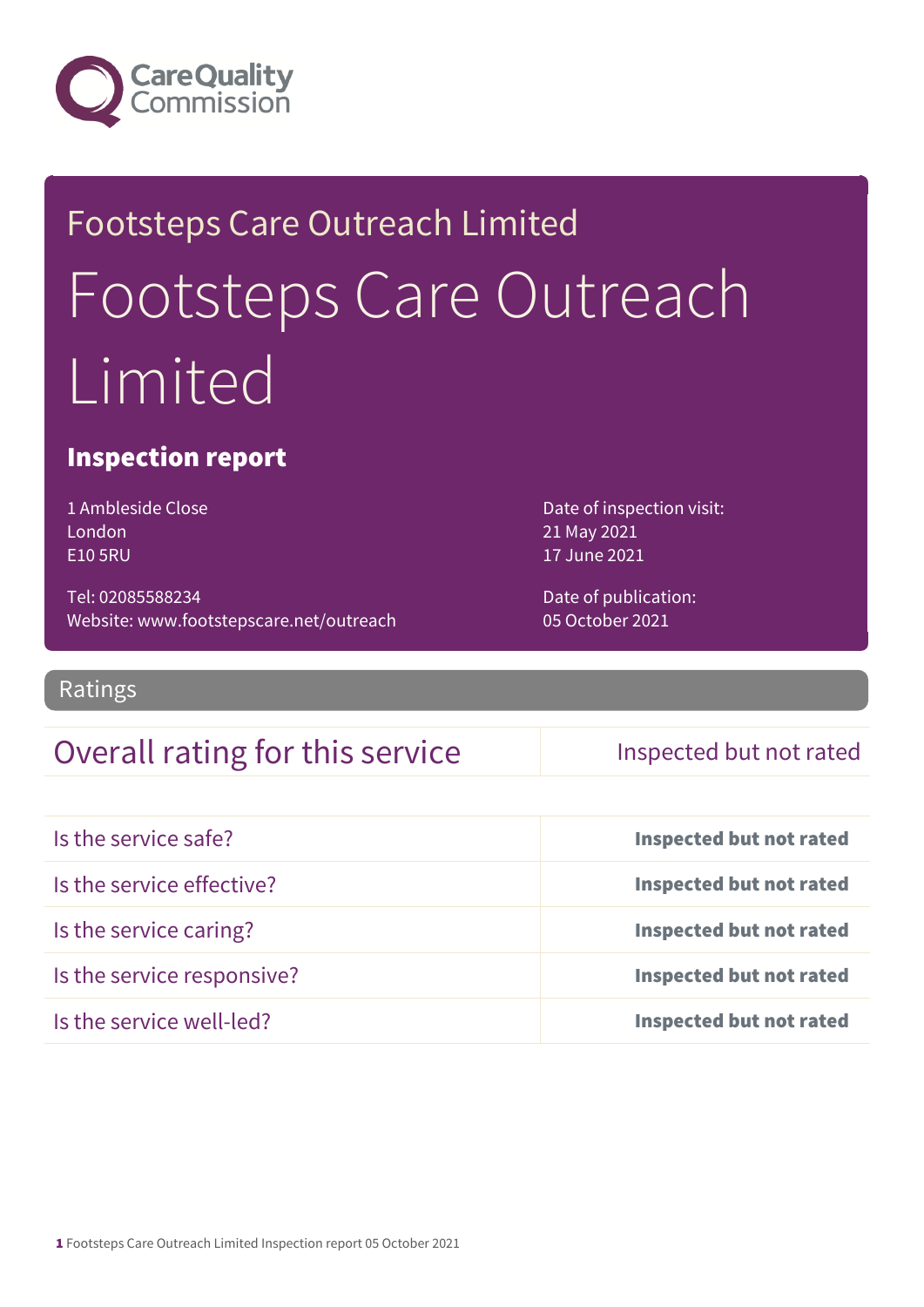Footsteps Care Outreach Limited

# Footsteps Care Outreach Limited

## Inspection report

1 Ambleside Close
London
E10 5RU

Tel: 02085588234
Website: www.footstepscare.net/outreach

Date of inspection visit:
21 May 2021
17 June 2021

Date of publication:
05 October 2021

## Ratings

| Overall rating for this service | Inspected but not rated |
|---|---|

| | |
|---|---|
| Is the service safe? | **Inspected but not rated** |
| Is the service effective? | **Inspected but not rated** |
| Is the service caring? | **Inspected but not rated** |
| Is the service responsive? | **Inspected but not rated** |
| Is the service well-led? | **Inspected but not rated** |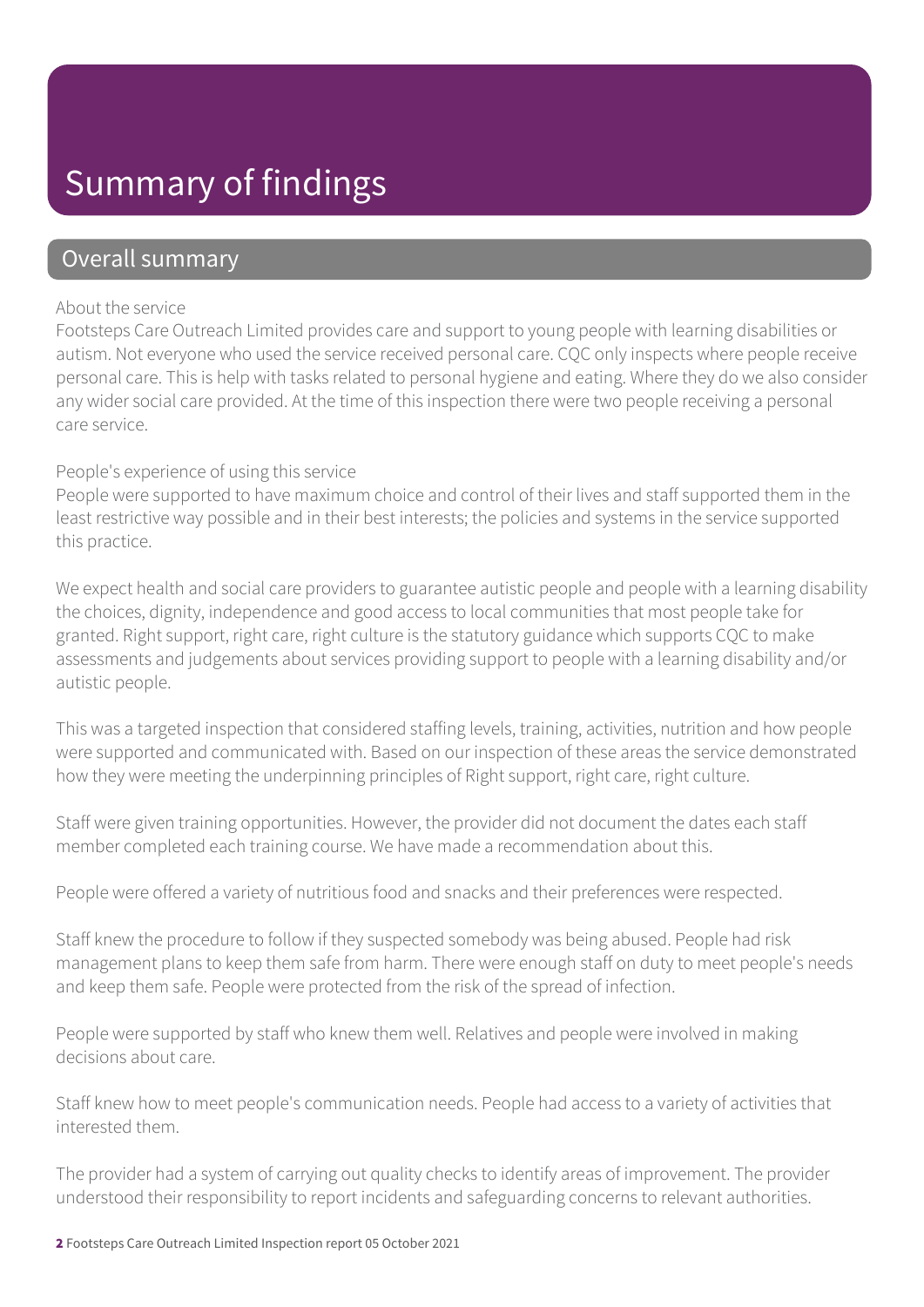# Summary of findings

## Overall summary

About the service

Footsteps Care Outreach Limited provides care and support to young people with learning disabilities or autism. Not everyone who used the service received personal care. CQC only inspects where people receive personal care. This is help with tasks related to personal hygiene and eating. Where they do we also consider any wider social care provided. At the time of this inspection there were two people receiving a personal care service.

People's experience of using this service

People were supported to have maximum choice and control of their lives and staff supported them in the least restrictive way possible and in their best interests; the policies and systems in the service supported this practice.

We expect health and social care providers to guarantee autistic people and people with a learning disability the choices, dignity, independence and good access to local communities that most people take for granted. Right support, right care, right culture is the statutory guidance which supports CQC to make assessments and judgements about services providing support to people with a learning disability and/or autistic people.

This was a targeted inspection that considered staffing levels, training, activities, nutrition and how people were supported and communicated with. Based on our inspection of these areas the service demonstrated how they were meeting the underpinning principles of Right support, right care, right culture.

Staff were given training opportunities. However, the provider did not document the dates each staff member completed each training course. We have made a recommendation about this.

People were offered a variety of nutritious food and snacks and their preferences were respected.

Staff knew the procedure to follow if they suspected somebody was being abused. People had risk management plans to keep them safe from harm. There were enough staff on duty to meet people's needs and keep them safe. People were protected from the risk of the spread of infection.

People were supported by staff who knew them well. Relatives and people were involved in making decisions about care.

Staff knew how to meet people's communication needs. People had access to a variety of activities that interested them.

The provider had a system of carrying out quality checks to identify areas of improvement. The provider understood their responsibility to report incidents and safeguarding concerns to relevant authorities.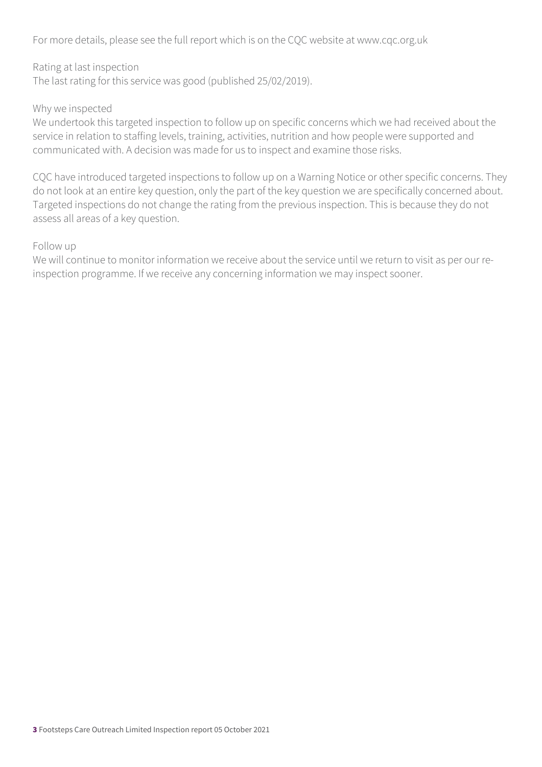For more details, please see the full report which is on the CQC website at www.cqc.org.uk

Rating at last inspection
The last rating for this service was good (published 25/02/2019).

Why we inspected
We undertook this targeted inspection to follow up on specific concerns which we had received about the service in relation to staffing levels, training, activities, nutrition and how people were supported and communicated with. A decision was made for us to inspect and examine those risks.

CQC have introduced targeted inspections to follow up on a Warning Notice or other specific concerns. They do not look at an entire key question, only the part of the key question we are specifically concerned about. Targeted inspections do not change the rating from the previous inspection. This is because they do not assess all areas of a key question.

Follow up
We will continue to monitor information we receive about the service until we return to visit as per our re-inspection programme. If we receive any concerning information we may inspect sooner.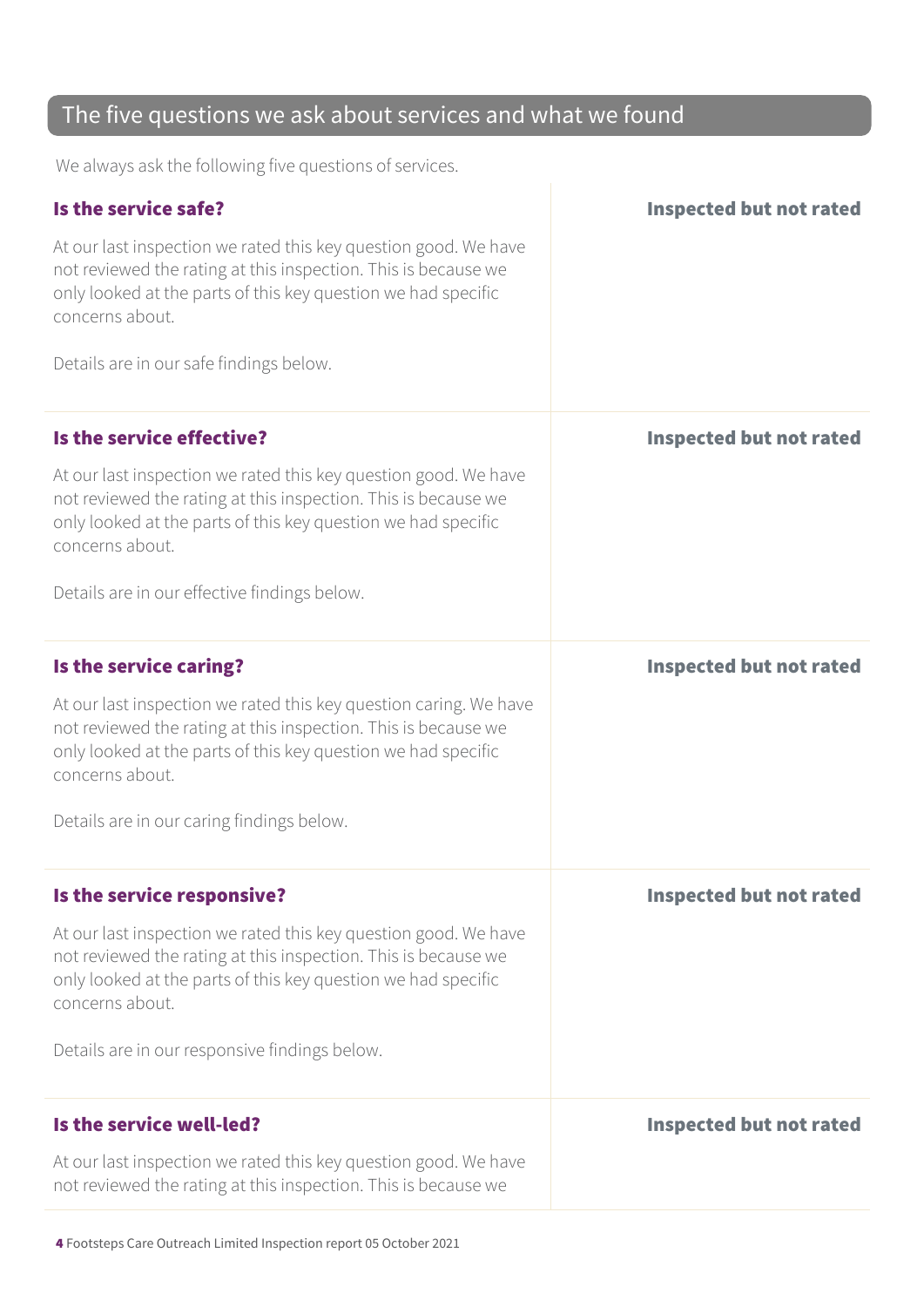## The five questions we ask about services and what we found

We always ask the following five questions of services.

| | |
|---|---|
| **Is the service safe?**<br><br>At our last inspection we rated this key question good. We have not reviewed the rating at this inspection. This is because we only looked at the parts of this key question we had specific concerns about.<br><br>Details are in our safe findings below. | **Inspected but not rated** |
| **Is the service effective?**<br><br>At our last inspection we rated this key question good. We have not reviewed the rating at this inspection. This is because we only looked at the parts of this key question we had specific concerns about.<br><br>Details are in our effective findings below. | **Inspected but not rated** |
| **Is the service caring?**<br><br>At our last inspection we rated this key question caring. We have not reviewed the rating at this inspection. This is because we only looked at the parts of this key question we had specific concerns about.<br><br>Details are in our caring findings below. | **Inspected but not rated** |
| **Is the service responsive?**<br><br>At our last inspection we rated this key question good. We have not reviewed the rating at this inspection. This is because we only looked at the parts of this key question we had specific concerns about.<br><br>Details are in our responsive findings below. | **Inspected but not rated** |
| **Is the service well-led?**<br><br>At our last inspection we rated this key question good. We have not reviewed the rating at this inspection. This is because we | **Inspected but not rated** |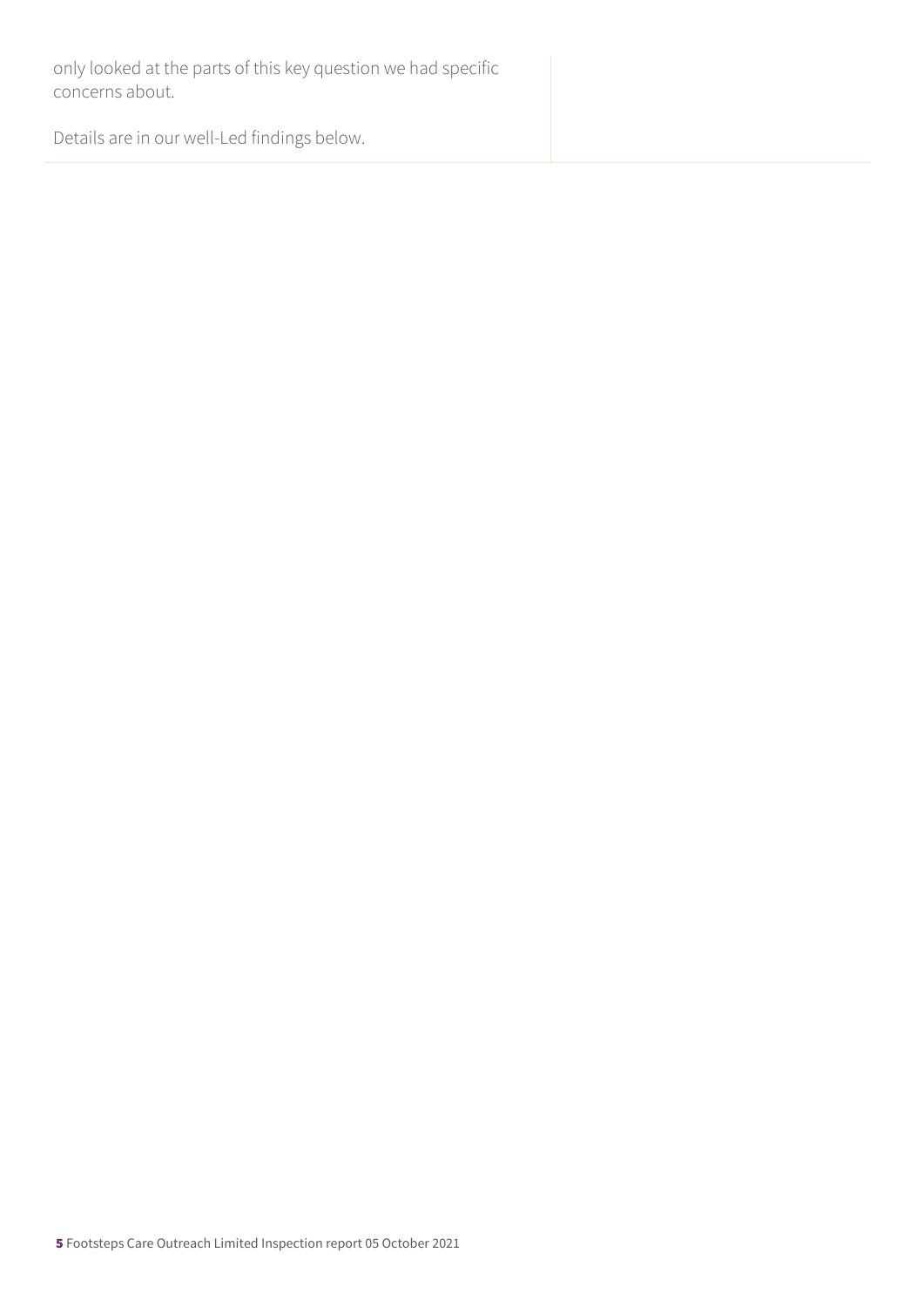only looked at the parts of this key question we had specific concerns about.

Details are in our well-Led findings below.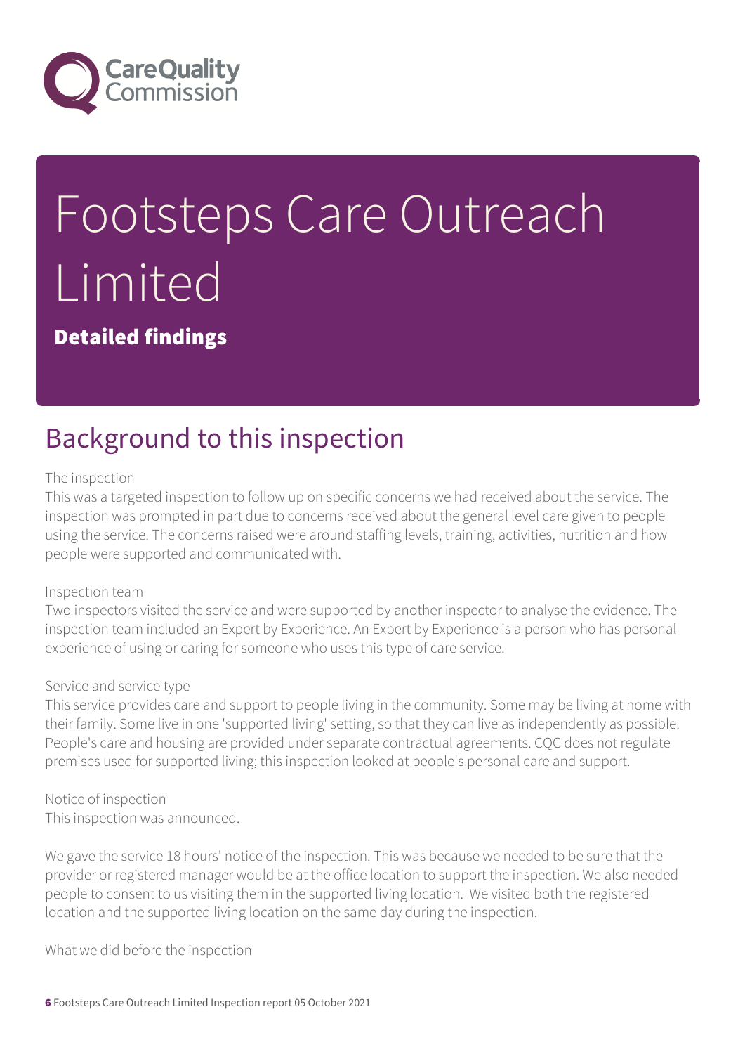# Footsteps Care Outreach Limited

**Detailed findings**

## Background to this inspection

The inspection
This was a targeted inspection to follow up on specific concerns we had received about the service. The inspection was prompted in part due to concerns received about the general level care given to people using the service. The concerns raised were around staffing levels, training, activities, nutrition and how people were supported and communicated with.

Inspection team
Two inspectors visited the service and were supported by another inspector to analyse the evidence. The inspection team included an Expert by Experience. An Expert by Experience is a person who has personal experience of using or caring for someone who uses this type of care service.

Service and service type
This service provides care and support to people living in the community. Some may be living at home with their family. Some live in one 'supported living' setting, so that they can live as independently as possible. People's care and housing are provided under separate contractual agreements. CQC does not regulate premises used for supported living; this inspection looked at people's personal care and support.

Notice of inspection
This inspection was announced.

We gave the service 18 hours' notice of the inspection. This was because we needed to be sure that the provider or registered manager would be at the office location to support the inspection. We also needed people to consent to us visiting them in the supported living location. We visited both the registered location and the supported living location on the same day during the inspection.

What we did before the inspection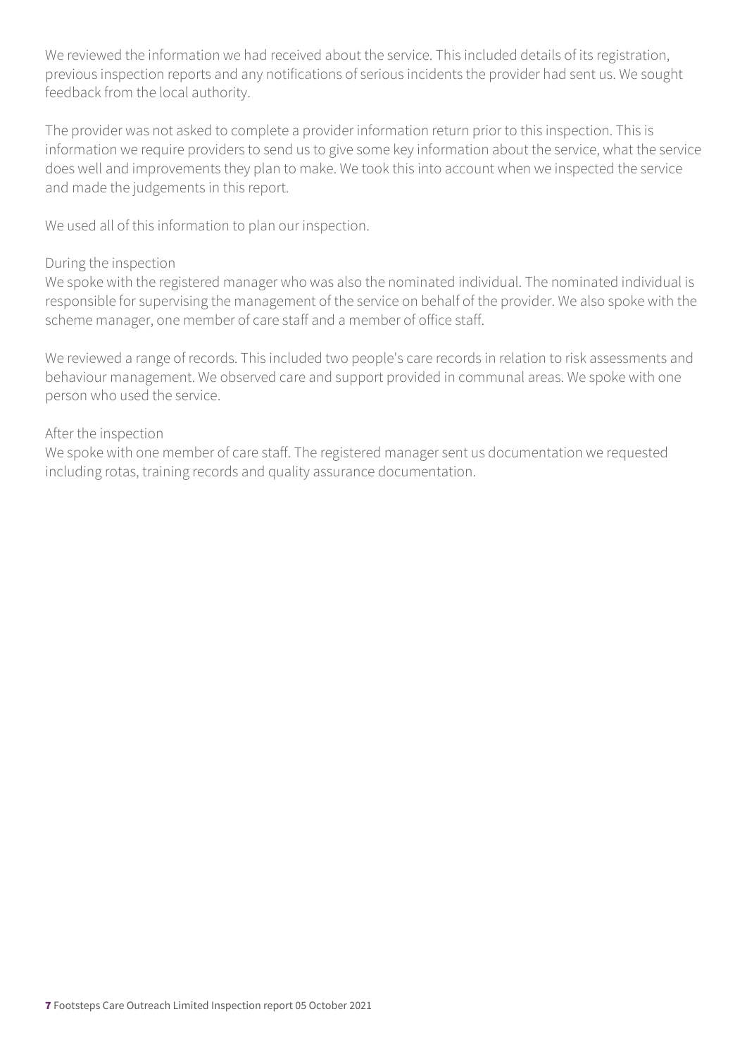We reviewed the information we had received about the service. This included details of its registration, previous inspection reports and any notifications of serious incidents the provider had sent us. We sought feedback from the local authority.

The provider was not asked to complete a provider information return prior to this inspection. This is information we require providers to send us to give some key information about the service, what the service does well and improvements they plan to make. We took this into account when we inspected the service and made the judgements in this report.

We used all of this information to plan our inspection.

During the inspection

We spoke with the registered manager who was also the nominated individual. The nominated individual is responsible for supervising the management of the service on behalf of the provider. We also spoke with the scheme manager, one member of care staff and a member of office staff.

We reviewed a range of records. This included two people's care records in relation to risk assessments and behaviour management. We observed care and support provided in communal areas. We spoke with one person who used the service.

After the inspection

We spoke with one member of care staff. The registered manager sent us documentation we requested including rotas, training records and quality assurance documentation.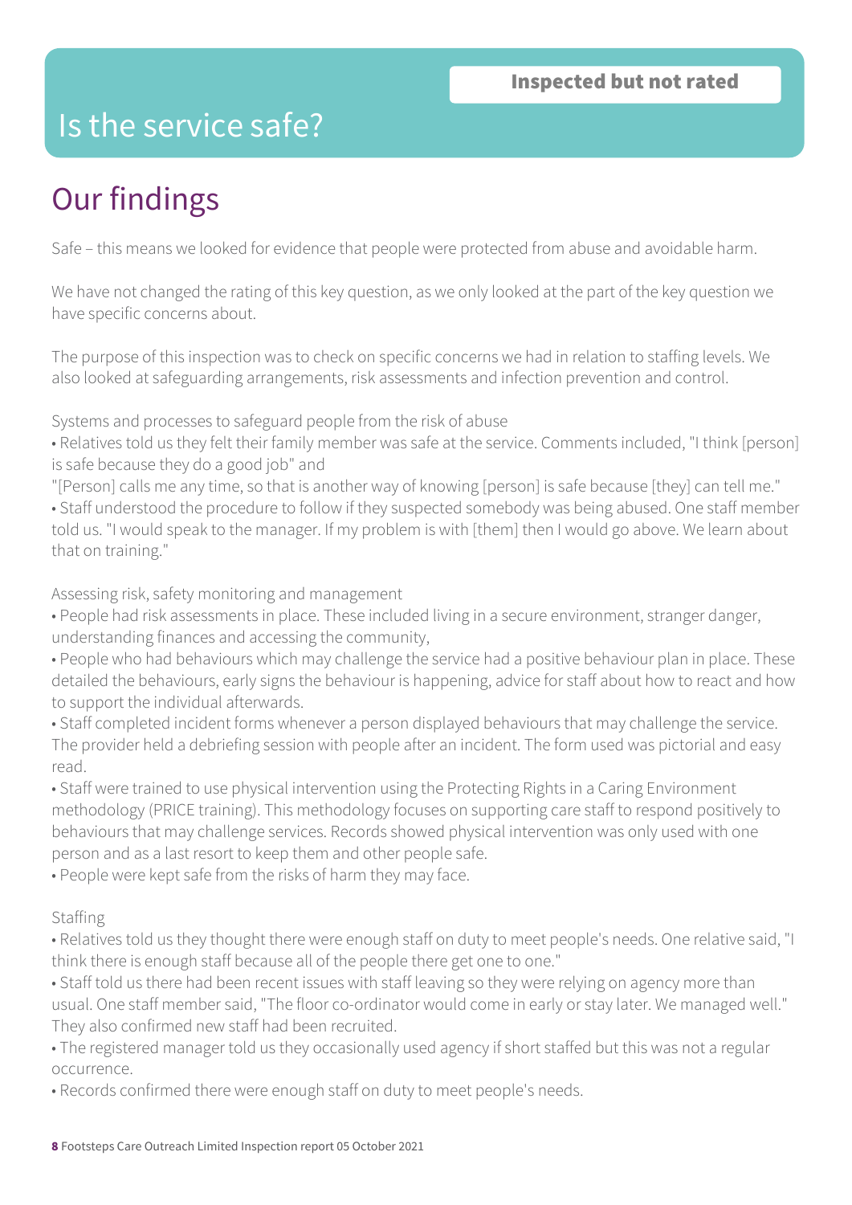# Is the service safe?

**Inspected but not rated**

## Our findings

Safe – this means we looked for evidence that people were protected from abuse and avoidable harm.

We have not changed the rating of this key question, as we only looked at the part of the key question we have specific concerns about.

The purpose of this inspection was to check on specific concerns we had in relation to staffing levels. We also looked at safeguarding arrangements, risk assessments and infection prevention and control.

Systems and processes to safeguard people from the risk of abuse

- Relatives told us they felt their family member was safe at the service. Comments included, "I think [person] is safe because they do a good job" and "[Person] calls me any time, so that is another way of knowing [person] is safe because [they] can tell me."
- Staff understood the procedure to follow if they suspected somebody was being abused. One staff member told us. "I would speak to the manager. If my problem is with [them] then I would go above. We learn about that on training."

Assessing risk, safety monitoring and management

- People had risk assessments in place. These included living in a secure environment, stranger danger, understanding finances and accessing the community,
- People who had behaviours which may challenge the service had a positive behaviour plan in place. These detailed the behaviours, early signs the behaviour is happening, advice for staff about how to react and how to support the individual afterwards.
- Staff completed incident forms whenever a person displayed behaviours that may challenge the service. The provider held a debriefing session with people after an incident. The form used was pictorial and easy read.
- Staff were trained to use physical intervention using the Protecting Rights in a Caring Environment methodology (PRICE training). This methodology focuses on supporting care staff to respond positively to behaviours that may challenge services. Records showed physical intervention was only used with one person and as a last resort to keep them and other people safe.
- People were kept safe from the risks of harm they may face.

Staffing

- Relatives told us they thought there were enough staff on duty to meet people's needs. One relative said, "I think there is enough staff because all of the people there get one to one."
- Staff told us there had been recent issues with staff leaving so they were relying on agency more than usual. One staff member said, "The floor co-ordinator would come in early or stay later. We managed well." They also confirmed new staff had been recruited.
- The registered manager told us they occasionally used agency if short staffed but this was not a regular occurrence.
- Records confirmed there were enough staff on duty to meet people's needs.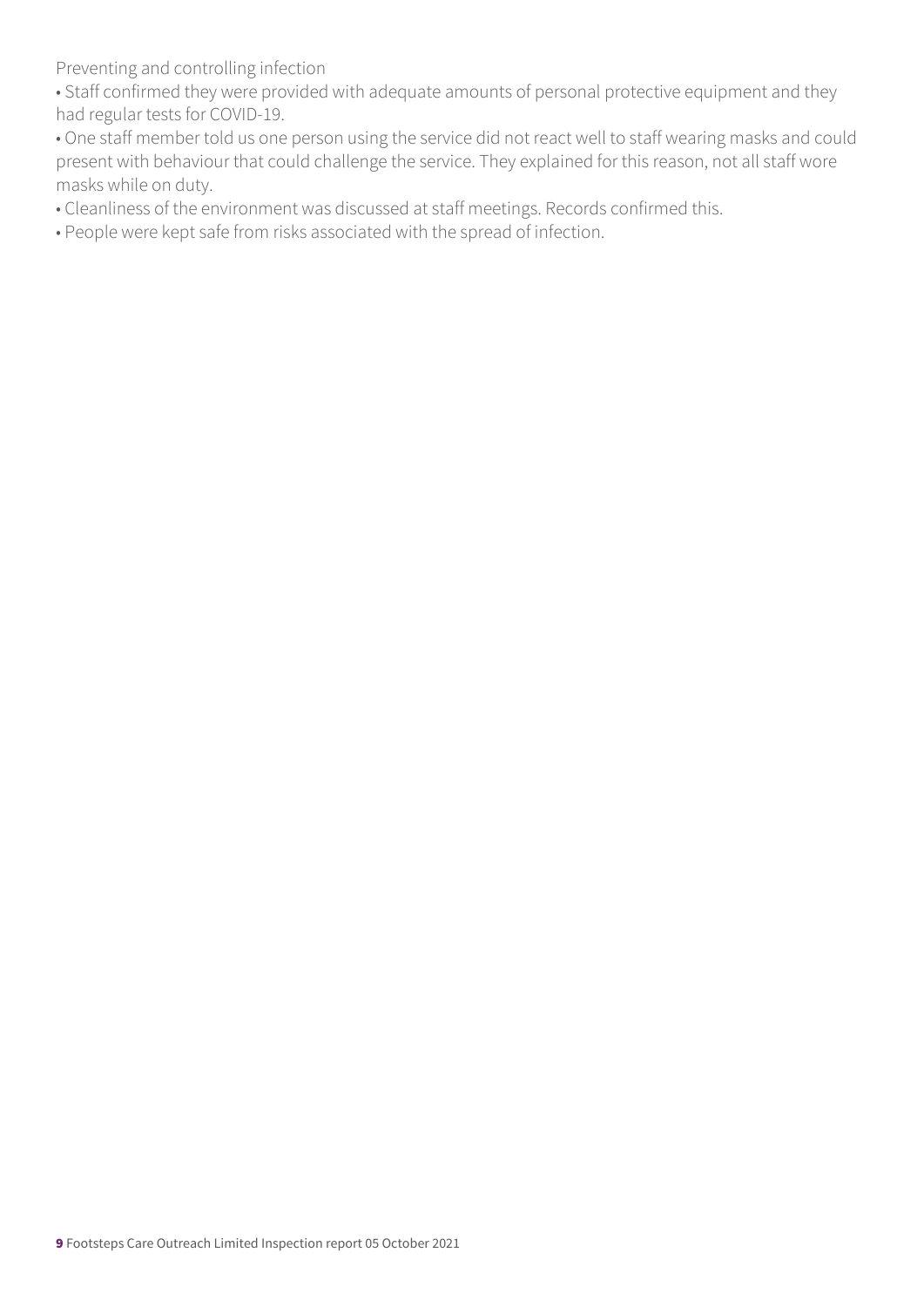Preventing and controlling infection

- Staff confirmed they were provided with adequate amounts of personal protective equipment and they had regular tests for COVID-19.
- One staff member told us one person using the service did not react well to staff wearing masks and could present with behaviour that could challenge the service. They explained for this reason, not all staff wore masks while on duty.
- Cleanliness of the environment was discussed at staff meetings. Records confirmed this.
- People were kept safe from risks associated with the spread of infection.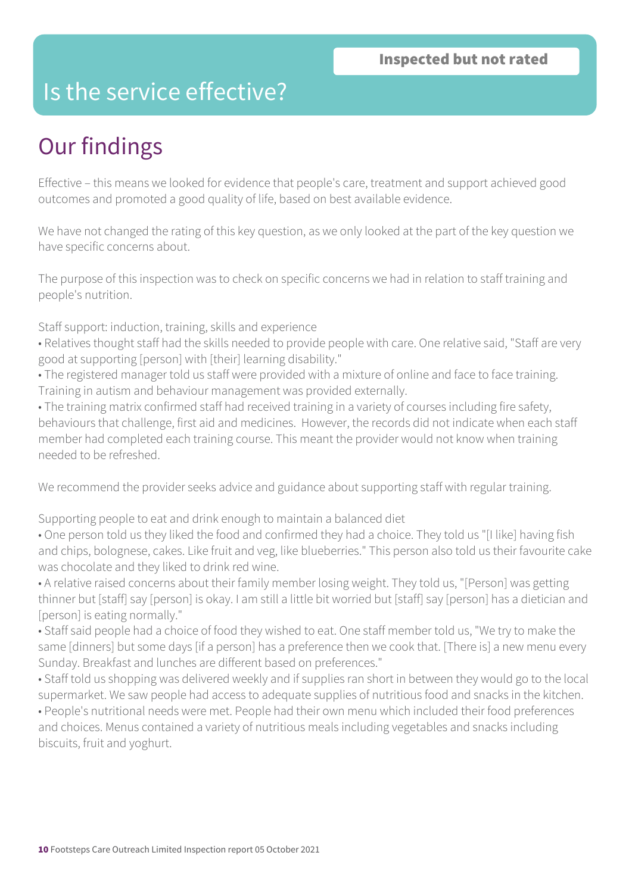**Inspected but not rated**

# Is the service effective?

## Our findings

Effective – this means we looked for evidence that people's care, treatment and support achieved good outcomes and promoted a good quality of life, based on best available evidence.

We have not changed the rating of this key question, as we only looked at the part of the key question we have specific concerns about.

The purpose of this inspection was to check on specific concerns we had in relation to staff training and people's nutrition.

Staff support: induction, training, skills and experience

- Relatives thought staff had the skills needed to provide people with care. One relative said, "Staff are very good at supporting [person] with [their] learning disability."
- The registered manager told us staff were provided with a mixture of online and face to face training. Training in autism and behaviour management was provided externally.
- The training matrix confirmed staff had received training in a variety of courses including fire safety, behaviours that challenge, first aid and medicines. However, the records did not indicate when each staff member had completed each training course. This meant the provider would not know when training needed to be refreshed.

We recommend the provider seeks advice and guidance about supporting staff with regular training.

Supporting people to eat and drink enough to maintain a balanced diet

- One person told us they liked the food and confirmed they had a choice. They told us "[I like] having fish and chips, bolognese, cakes. Like fruit and veg, like blueberries." This person also told us their favourite cake was chocolate and they liked to drink red wine.
- A relative raised concerns about their family member losing weight. They told us, "[Person] was getting thinner but [staff] say [person] is okay. I am still a little bit worried but [staff] say [person] has a dietician and [person] is eating normally."
- Staff said people had a choice of food they wished to eat. One staff member told us, "We try to make the same [dinners] but some days [if a person] has a preference then we cook that. [There is] a new menu every Sunday. Breakfast and lunches are different based on preferences."
- Staff told us shopping was delivered weekly and if supplies ran short in between they would go to the local supermarket. We saw people had access to adequate supplies of nutritious food and snacks in the kitchen.
- People's nutritional needs were met. People had their own menu which included their food preferences and choices. Menus contained a variety of nutritious meals including vegetables and snacks including biscuits, fruit and yoghurt.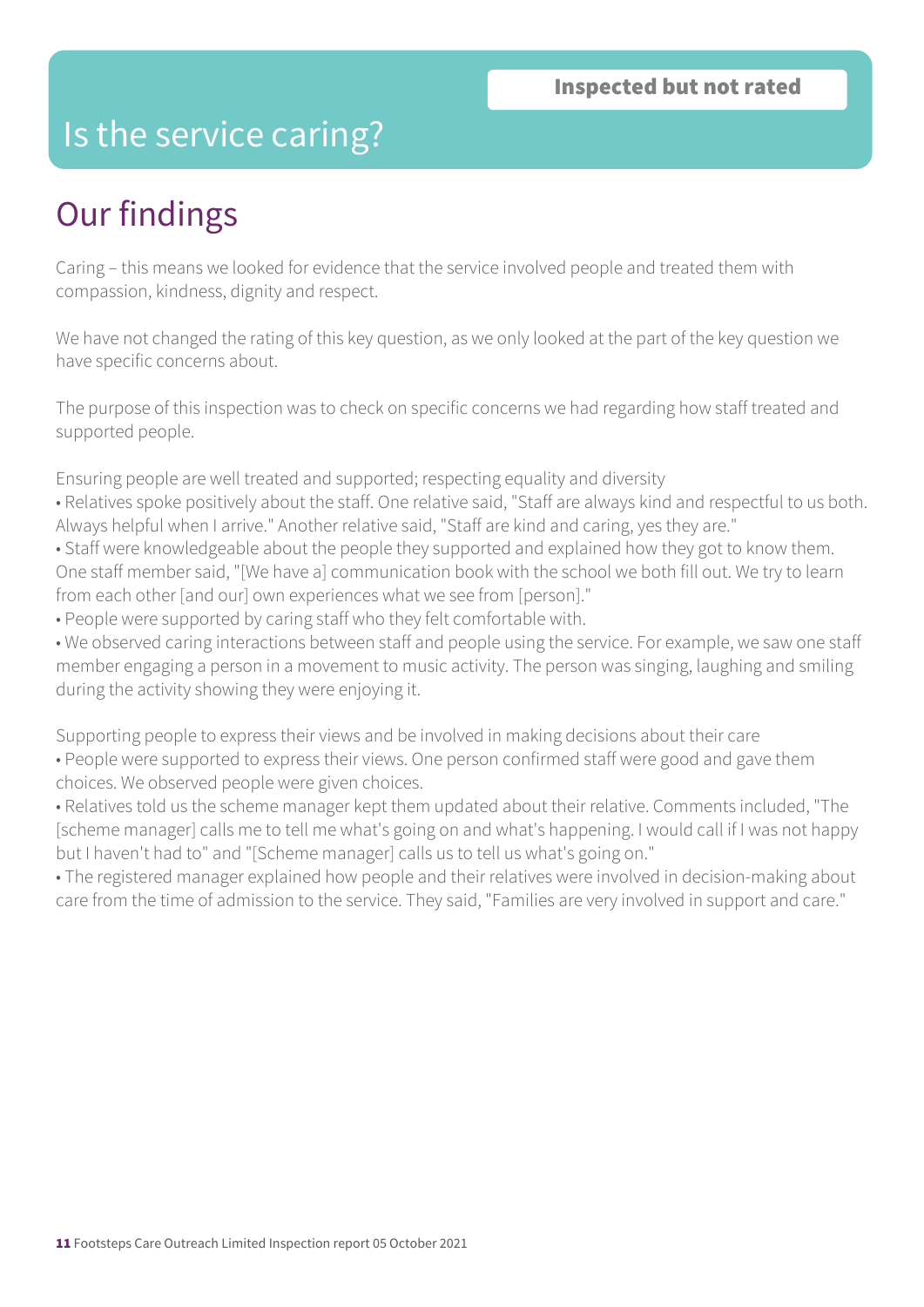# Is the service caring?

**Inspected but not rated**

## Our findings

Caring – this means we looked for evidence that the service involved people and treated them with compassion, kindness, dignity and respect.

We have not changed the rating of this key question, as we only looked at the part of the key question we have specific concerns about.

The purpose of this inspection was to check on specific concerns we had regarding how staff treated and supported people.

Ensuring people are well treated and supported; respecting equality and diversity

- Relatives spoke positively about the staff. One relative said, "Staff are always kind and respectful to us both. Always helpful when I arrive." Another relative said, "Staff are kind and caring, yes they are."
- Staff were knowledgeable about the people they supported and explained how they got to know them. One staff member said, "[We have a] communication book with the school we both fill out. We try to learn from each other [and our] own experiences what we see from [person]."
- People were supported by caring staff who they felt comfortable with.
- We observed caring interactions between staff and people using the service. For example, we saw one staff member engaging a person in a movement to music activity. The person was singing, laughing and smiling during the activity showing they were enjoying it.

Supporting people to express their views and be involved in making decisions about their care

- People were supported to express their views. One person confirmed staff were good and gave them choices. We observed people were given choices.
- Relatives told us the scheme manager kept them updated about their relative. Comments included, "The [scheme manager] calls me to tell me what's going on and what's happening. I would call if I was not happy but I haven't had to" and "[Scheme manager] calls us to tell us what's going on."
- The registered manager explained how people and their relatives were involved in decision-making about care from the time of admission to the service. They said, "Families are very involved in support and care."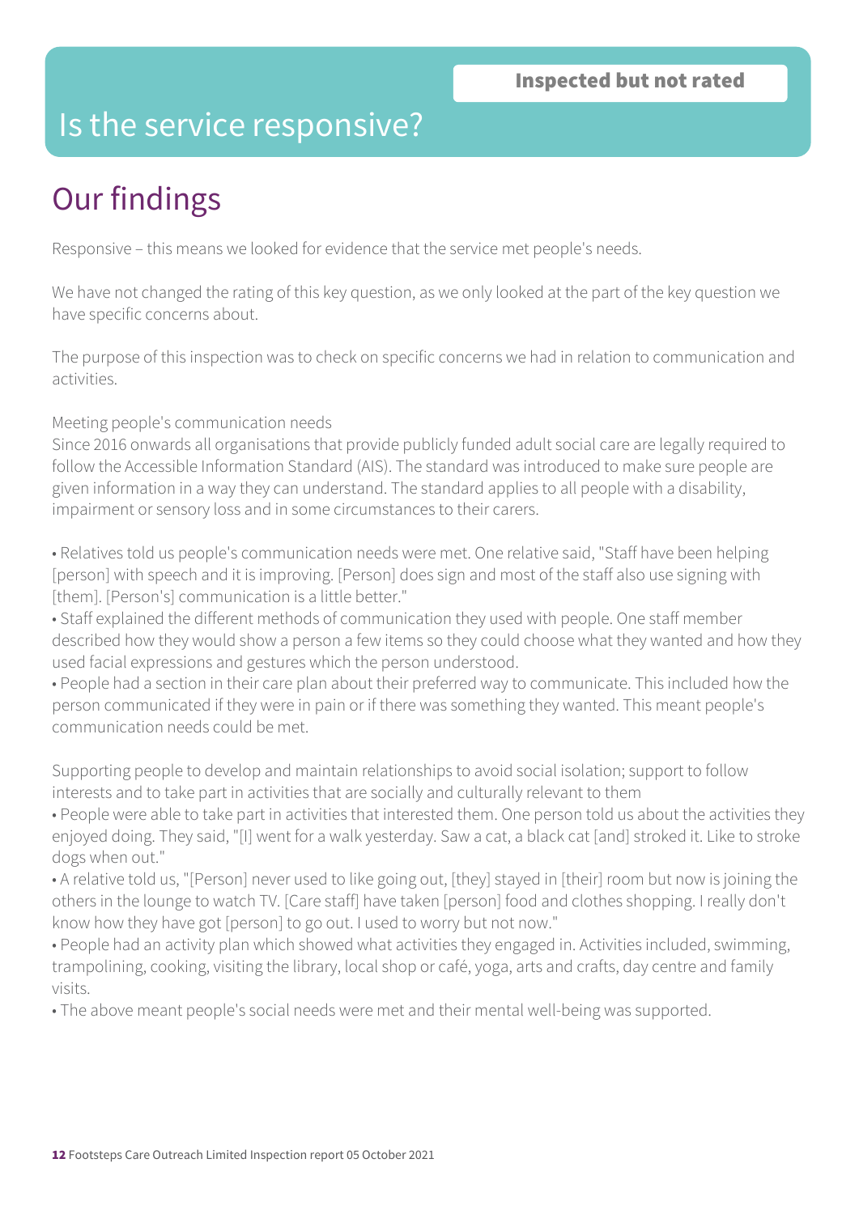Inspected but not rated

# Is the service responsive?

## Our findings

Responsive – this means we looked for evidence that the service met people's needs.

We have not changed the rating of this key question, as we only looked at the part of the key question we have specific concerns about.

The purpose of this inspection was to check on specific concerns we had in relation to communication and activities.

Meeting people's communication needs
Since 2016 onwards all organisations that provide publicly funded adult social care are legally required to follow the Accessible Information Standard (AIS). The standard was introduced to make sure people are given information in a way they can understand. The standard applies to all people with a disability, impairment or sensory loss and in some circumstances to their carers.

- Relatives told us people's communication needs were met. One relative said, "Staff have been helping [person] with speech and it is improving. [Person] does sign and most of the staff also use signing with [them]. [Person's] communication is a little better."
- Staff explained the different methods of communication they used with people. One staff member described how they would show a person a few items so they could choose what they wanted and how they used facial expressions and gestures which the person understood.
- People had a section in their care plan about their preferred way to communicate. This included how the person communicated if they were in pain or if there was something they wanted. This meant people's communication needs could be met.

Supporting people to develop and maintain relationships to avoid social isolation; support to follow interests and to take part in activities that are socially and culturally relevant to them

- People were able to take part in activities that interested them. One person told us about the activities they enjoyed doing. They said, "[I] went for a walk yesterday. Saw a cat, a black cat [and] stroked it. Like to stroke dogs when out."
- A relative told us, "[Person] never used to like going out, [they] stayed in [their] room but now is joining the others in the lounge to watch TV. [Care staff] have taken [person] food and clothes shopping. I really don't know how they have got [person] to go out. I used to worry but not now."
- People had an activity plan which showed what activities they engaged in. Activities included, swimming, trampolining, cooking, visiting the library, local shop or café, yoga, arts and crafts, day centre and family visits.
- The above meant people's social needs were met and their mental well-being was supported.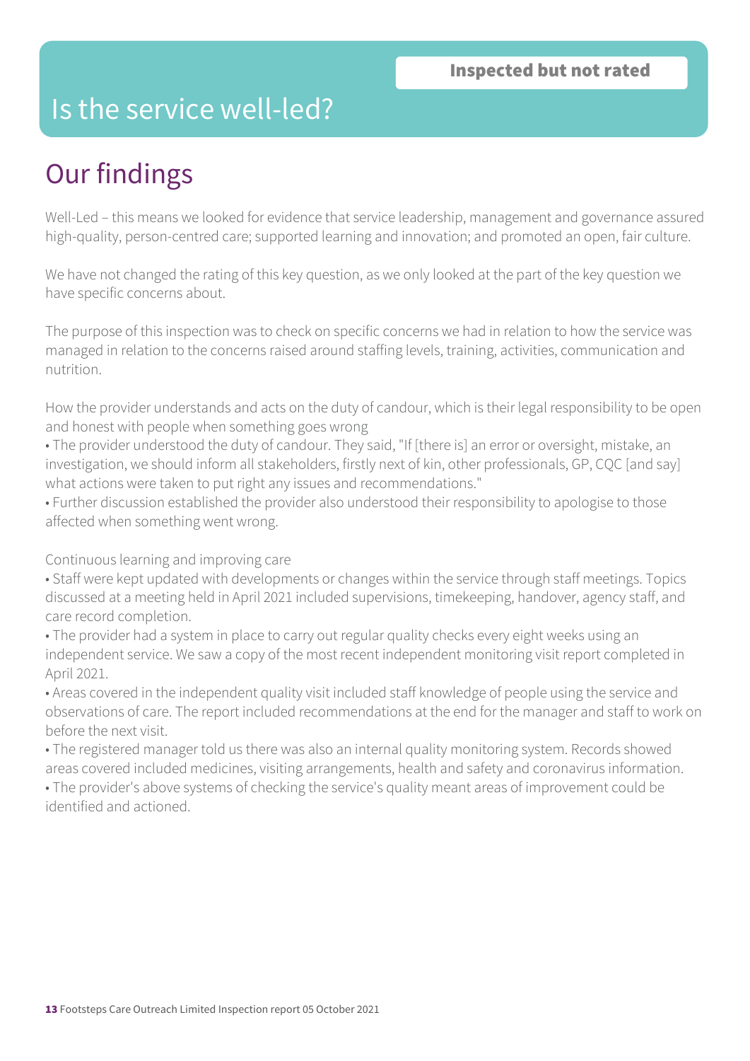**Inspected but not rated**

# Is the service well-led?

## Our findings

Well-Led – this means we looked for evidence that service leadership, management and governance assured high-quality, person-centred care; supported learning and innovation; and promoted an open, fair culture.

We have not changed the rating of this key question, as we only looked at the part of the key question we have specific concerns about.

The purpose of this inspection was to check on specific concerns we had in relation to how the service was managed in relation to the concerns raised around staffing levels, training, activities, communication and nutrition.

How the provider understands and acts on the duty of candour, which is their legal responsibility to be open and honest with people when something goes wrong

- The provider understood the duty of candour. They said, "If [there is] an error or oversight, mistake, an investigation, we should inform all stakeholders, firstly next of kin, other professionals, GP, CQC [and say] what actions were taken to put right any issues and recommendations."
- Further discussion established the provider also understood their responsibility to apologise to those affected when something went wrong.

Continuous learning and improving care

- Staff were kept updated with developments or changes within the service through staff meetings. Topics discussed at a meeting held in April 2021 included supervisions, timekeeping, handover, agency staff, and care record completion.
- The provider had a system in place to carry out regular quality checks every eight weeks using an independent service. We saw a copy of the most recent independent monitoring visit report completed in April 2021.
- Areas covered in the independent quality visit included staff knowledge of people using the service and observations of care. The report included recommendations at the end for the manager and staff to work on before the next visit.
- The registered manager told us there was also an internal quality monitoring system. Records showed areas covered included medicines, visiting arrangements, health and safety and coronavirus information.
- The provider's above systems of checking the service's quality meant areas of improvement could be identified and actioned.